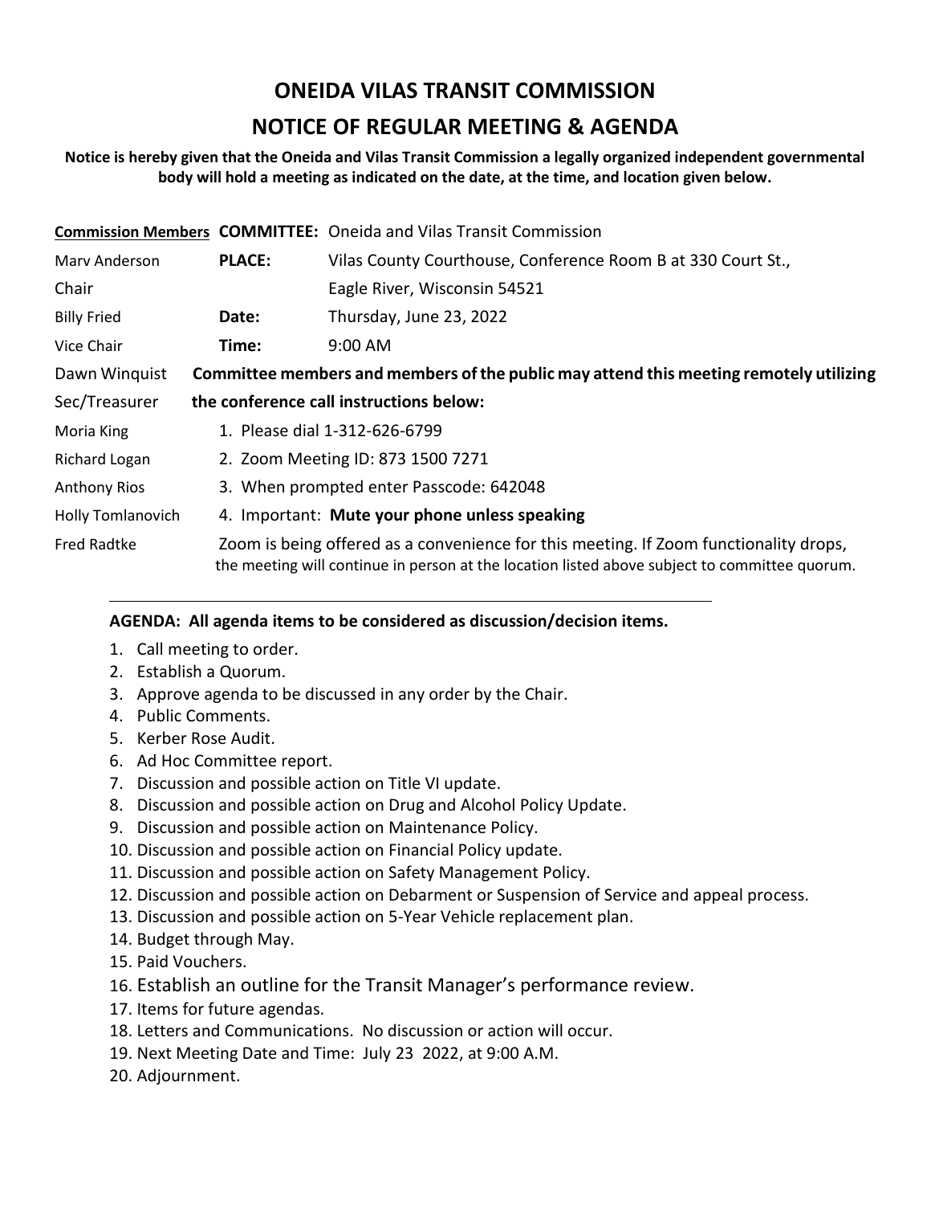# ONEIDA VILAS TRANSIT COMMISSION

## NOTICE OF REGULAR MEETING & AGENDA

**Notice is hereby given that the Oneida and Vilas Transit Commission a legally organized independent governmental body will hold a meeting as indicated on the date, at the time, and location given below.**

| Commission Members | | |
|---|---|---|
| | **COMMITTEE:** | Oneida and Vilas Transit Commission |
| Marv Anderson<br>Chair | **PLACE:** | Vilas County Courthouse, Conference Room B at 330 Court St., Eagle River, Wisconsin 54521 |
| Billy Fried<br>Vice Chair | **Date:** | Thursday, June 23, 2022 |
| | **Time:** | 9:00 AM |
| Dawn Winquist<br>Sec/Treasurer | | |
| Moria King | | |
| Richard Logan | | |
| Anthony Rios | | |
| Holly Tomlanovich | | |
| Fred Radtke | | |

**Committee members and members of the public may attend this meeting remotely utilizing the conference call instructions below:**

1. Please dial 1-312-626-6799
2. Zoom Meeting ID: 873 1500 7271
3. When prompted enter Passcode: 642048
4. Important: **Mute your phone unless speaking**

Zoom is being offered as a convenience for this meeting. If Zoom functionality drops, the meeting will continue in person at the location listed above subject to committee quorum.

---

**AGENDA: All agenda items to be considered as discussion/decision items.**

1. Call meeting to order.
2. Establish a Quorum.
3. Approve agenda to be discussed in any order by the Chair.
4. Public Comments.
5. Kerber Rose Audit.
6. Ad Hoc Committee report.
7. Discussion and possible action on Title VI update.
8. Discussion and possible action on Drug and Alcohol Policy Update.
9. Discussion and possible action on Maintenance Policy.
10. Discussion and possible action on Financial Policy update.
11. Discussion and possible action on Safety Management Policy.
12. Discussion and possible action on Debarment or Suspension of Service and appeal process.
13. Discussion and possible action on 5-Year Vehicle replacement plan.
14. Budget through May.
15. Paid Vouchers.
16. Establish an outline for the Transit Manager's performance review.
17. Items for future agendas.
18. Letters and Communications. No discussion or action will occur.
19. Next Meeting Date and Time: July 23 2022, at 9:00 A.M.
20. Adjournment.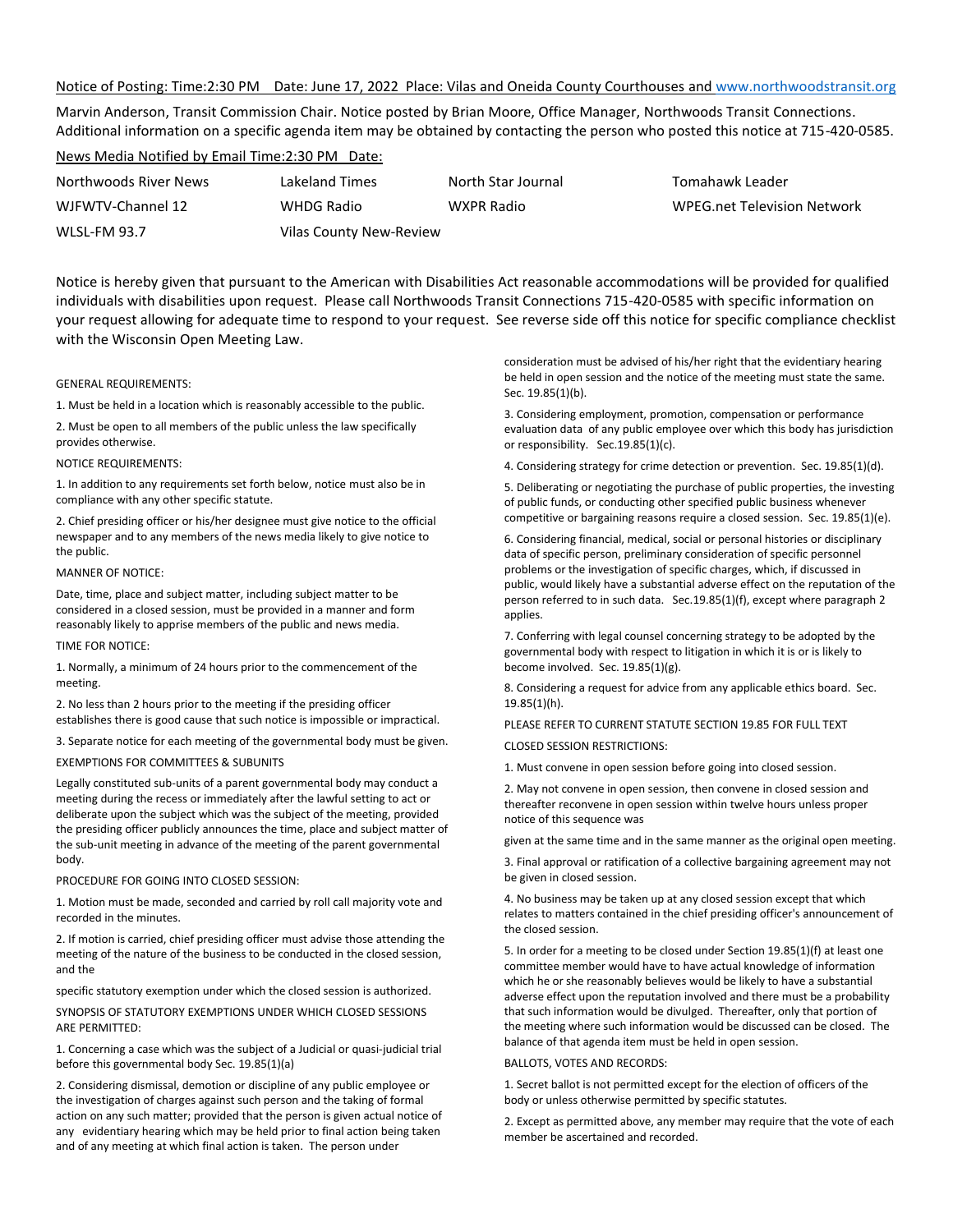Notice of Posting: Time:2:30 PM Date: June 17, 2022 Place: Vilas and Oneida County Courthouses and www.northwoodstransit.org

Marvin Anderson, Transit Commission Chair. Notice posted by Brian Moore, Office Manager, Northwoods Transit Connections. Additional information on a specific agenda item may be obtained by contacting the person who posted this notice at 715-420-0585.

News Media Notified by Email Time:2:30 PM Date:

| | | | |
|---|---|---|---|
| Northwoods River News | Lakeland Times | North Star Journal | Tomahawk Leader |
| WJFWTV-Channel 12 | WHDG Radio | WXPR Radio | WPEG.net Television Network |
| WLSL-FM 93.7 | Vilas County New-Review | | |

Notice is hereby given that pursuant to the American with Disabilities Act reasonable accommodations will be provided for qualified individuals with disabilities upon request. Please call Northwoods Transit Connections 715-420-0585 with specific information on your request allowing for adequate time to respond to your request. See reverse side off this notice for specific compliance checklist with the Wisconsin Open Meeting Law.

GENERAL REQUIREMENTS:

1. Must be held in a location which is reasonably accessible to the public.
2. Must be open to all members of the public unless the law specifically provides otherwise.

NOTICE REQUIREMENTS:

1. In addition to any requirements set forth below, notice must also be in compliance with any other specific statute.
2. Chief presiding officer or his/her designee must give notice to the official newspaper and to any members of the news media likely to give notice to the public.

MANNER OF NOTICE:

Date, time, place and subject matter, including subject matter to be considered in a closed session, must be provided in a manner and form reasonably likely to apprise members of the public and news media.

TIME FOR NOTICE:

1. Normally, a minimum of 24 hours prior to the commencement of the meeting.
2. No less than 2 hours prior to the meeting if the presiding officer establishes there is good cause that such notice is impossible or impractical.
3. Separate notice for each meeting of the governmental body must be given.

EXEMPTIONS FOR COMMITTEES & SUBUNITS

Legally constituted sub-units of a parent governmental body may conduct a meeting during the recess or immediately after the lawful setting to act or deliberate upon the subject which was the subject of the meeting, provided the presiding officer publicly announces the time, place and subject matter of the sub-unit meeting in advance of the meeting of the parent governmental body.

PROCEDURE FOR GOING INTO CLOSED SESSION:

1. Motion must be made, seconded and carried by roll call majority vote and recorded in the minutes.
2. If motion is carried, chief presiding officer must advise those attending the meeting of the nature of the business to be conducted in the closed session, and the specific statutory exemption under which the closed session is authorized.

SYNOPSIS OF STATUTORY EXEMPTIONS UNDER WHICH CLOSED SESSIONS ARE PERMITTED:

1. Concerning a case which was the subject of a Judicial or quasi-judicial trial before this governmental body Sec. 19.85(1)(a)
2. Considering dismissal, demotion or discipline of any public employee or the investigation of charges against such person and the taking of formal action on any such matter; provided that the person is given actual notice of any evidentiary hearing which may be held prior to final action being taken and of any meeting at which final action is taken. The person under consideration must be advised of his/her right that the evidentiary hearing be held in open session and the notice of the meeting must state the same. Sec. 19.85(1)(b).
3. Considering employment, promotion, compensation or performance evaluation data of any public employee over which this body has jurisdiction or responsibility. Sec.19.85(1)(c).
4. Considering strategy for crime detection or prevention. Sec. 19.85(1)(d).
5. Deliberating or negotiating the purchase of public properties, the investing of public funds, or conducting other specified public business whenever competitive or bargaining reasons require a closed session. Sec. 19.85(1)(e).
6. Considering financial, medical, social or personal histories or disciplinary data of specific person, preliminary consideration of specific personnel problems or the investigation of specific charges, which, if discussed in public, would likely have a substantial adverse effect on the reputation of the person referred to in such data. Sec.19.85(1)(f), except where paragraph 2 applies.
7. Conferring with legal counsel concerning strategy to be adopted by the governmental body with respect to litigation in which it is or is likely to become involved. Sec. 19.85(1)(g).
8. Considering a request for advice from any applicable ethics board. Sec. 19.85(1)(h).

PLEASE REFER TO CURRENT STATUTE SECTION 19.85 FOR FULL TEXT

CLOSED SESSION RESTRICTIONS:

1. Must convene in open session before going into closed session.
2. May not convene in open session, then convene in closed session and thereafter reconvene in open session within twelve hours unless proper notice of this sequence was given at the same time and in the same manner as the original open meeting.
3. Final approval or ratification of a collective bargaining agreement may not be given in closed session.
4. No business may be taken up at any closed session except that which relates to matters contained in the chief presiding officer's announcement of the closed session.
5. In order for a meeting to be closed under Section 19.85(1)(f) at least one committee member would have to have actual knowledge of information which he or she reasonably believes would be likely to have a substantial adverse effect upon the reputation involved and there must be a probability that such information would be divulged. Thereafter, only that portion of the meeting where such information would be discussed can be closed. The balance of that agenda item must be held in open session.

BALLOTS, VOTES AND RECORDS:

1. Secret ballot is not permitted except for the election of officers of the body or unless otherwise permitted by specific statutes.
2. Except as permitted above, any member may require that the vote of each member be ascertained and recorded.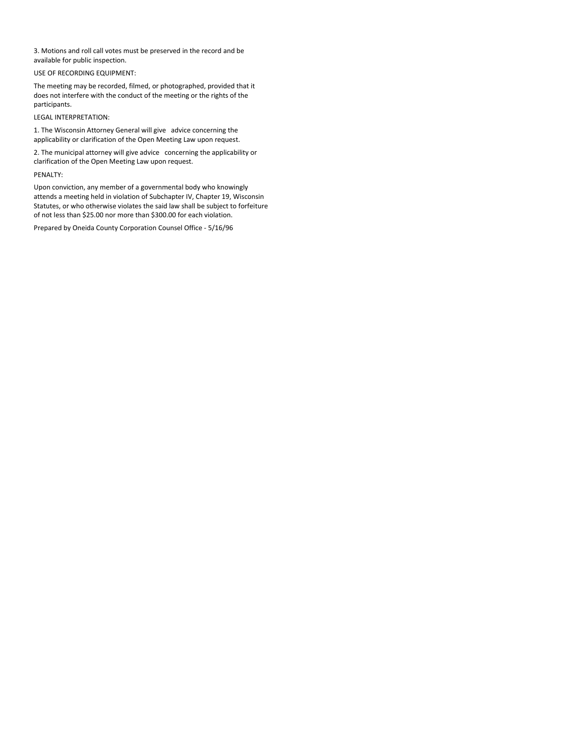3. Motions and roll call votes must be preserved in the record and be available for public inspection.

USE OF RECORDING EQUIPMENT:

The meeting may be recorded, filmed, or photographed, provided that it does not interfere with the conduct of the meeting or the rights of the participants.

LEGAL INTERPRETATION:

1. The Wisconsin Attorney General will give advice concerning the applicability or clarification of the Open Meeting Law upon request.

2. The municipal attorney will give advice concerning the applicability or clarification of the Open Meeting Law upon request.

PENALTY:

Upon conviction, any member of a governmental body who knowingly attends a meeting held in violation of Subchapter IV, Chapter 19, Wisconsin Statutes, or who otherwise violates the said law shall be subject to forfeiture of not less than $25.00 nor more than $300.00 for each violation.

Prepared by Oneida County Corporation Counsel Office - 5/16/96